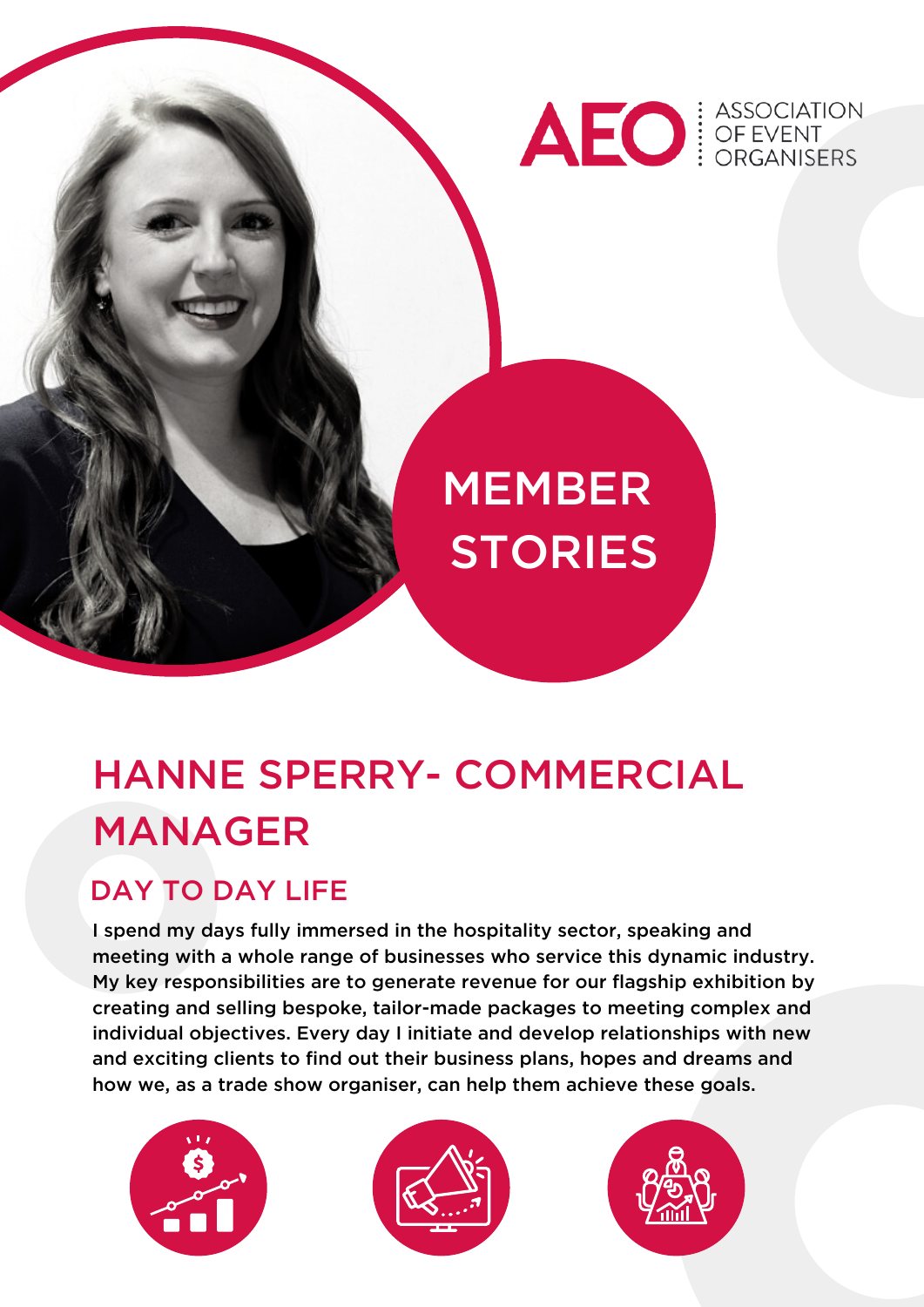AEO ASSOCIATION OF EVENT ORGANISERS

MEMBER STORIES

# HANNE SPERRY- COMMERCIAL MANAGER

## DAY TO DAY LIFE

I spend my days fully immersed in the hospitality sector, speaking and meeting with a whole range of businesses who service this dynamic industry. My key responsibilities are to generate revenue for our flagship exhibition by creating and selling bespoke, tailor-made packages to meeting complex and individual objectives. Every day I initiate and develop relationships with new and exciting clients to find out their business plans, hopes and dreams and how we, as a trade show organiser, can help them achieve these goals.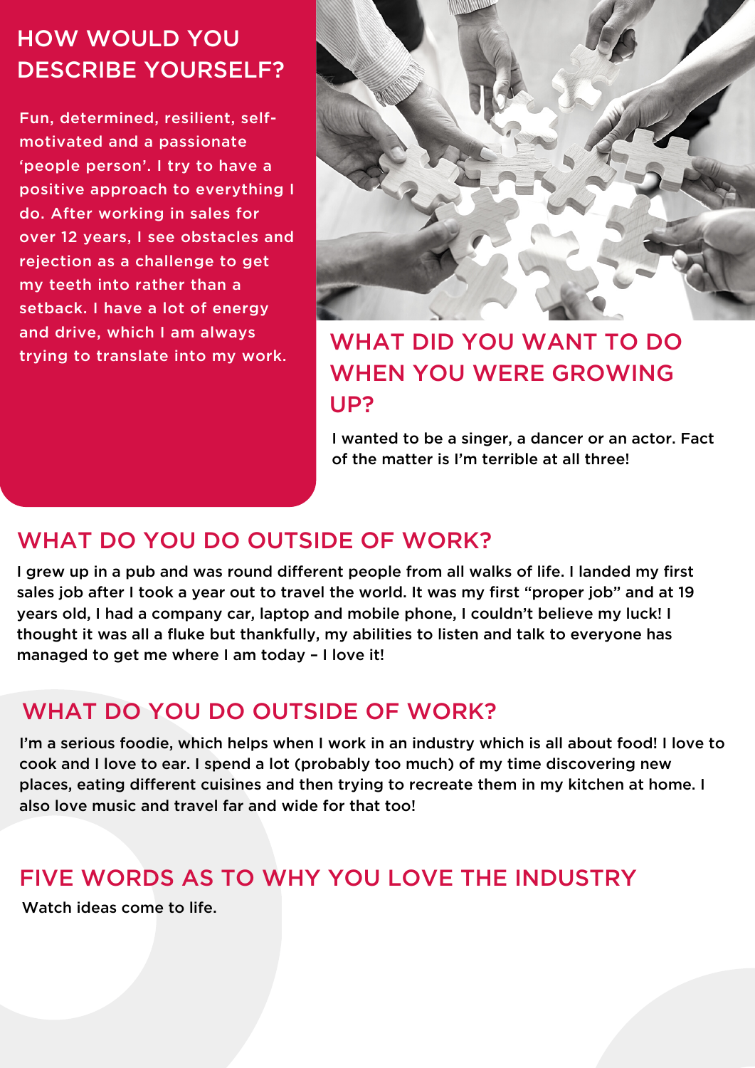## HOW WOULD YOU DESCRIBE YOURSELF?

Fun, determined, resilient, self-motivated and a passionate 'people person'. I try to have a positive approach to everything I do. After working in sales for over 12 years, I see obstacles and rejection as a challenge to get my teeth into rather than a setback. I have a lot of energy and drive, which I am always trying to translate into my work.

## WHAT DID YOU WANT TO DO WHEN YOU WERE GROWING UP?

I wanted to be a singer, a dancer or an actor. Fact of the matter is I'm terrible at all three!

## WHAT DO YOU DO OUTSIDE OF WORK?

I grew up in a pub and was round different people from all walks of life. I landed my first sales job after I took a year out to travel the world. It was my first "proper job" and at 19 years old, I had a company car, laptop and mobile phone, I couldn't believe my luck! I thought it was all a fluke but thankfully, my abilities to listen and talk to everyone has managed to get me where I am today – I love it!

## WHAT DO YOU DO OUTSIDE OF WORK?

I'm a serious foodie, which helps when I work in an industry which is all about food! I love to cook and I love to ear. I spend a lot (probably too much) of my time discovering new places, eating different cuisines and then trying to recreate them in my kitchen at home. I also love music and travel far and wide for that too!

## FIVE WORDS AS TO WHY YOU LOVE THE INDUSTRY

Watch ideas come to life.